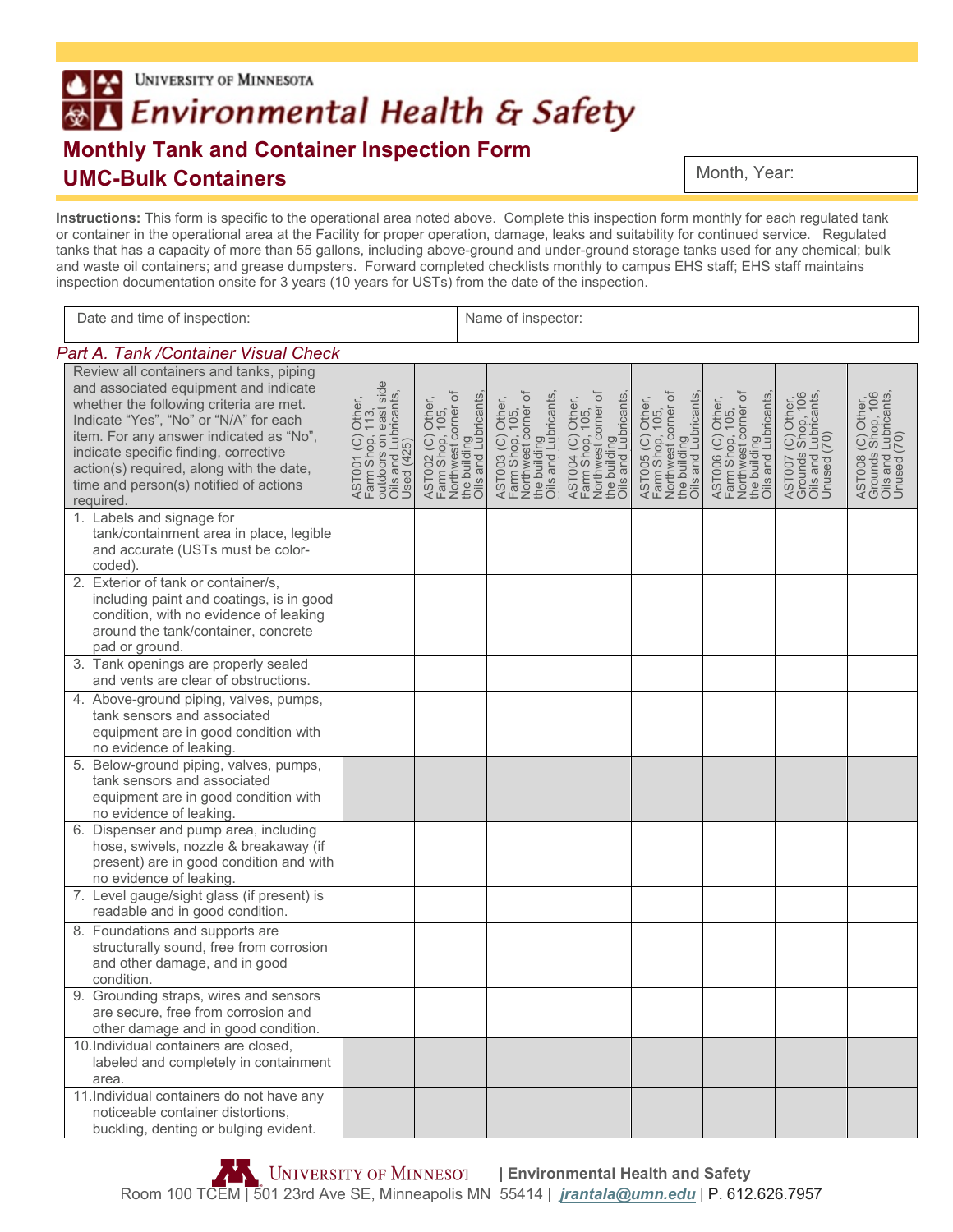UNIVERSITY OF MINNESOTA

# Environmental Health & Safety

## Monthly Tank and Container Inspection Form

## UMC-Bulk Containers

Month, Year:

**Instructions:** This form is specific to the operational area noted above. Complete this inspection form monthly for each regulated tank or container in the operational area at the Facility for proper operation, damage, leaks and suitability for continued service. Regulated tanks that has a capacity of more than 55 gallons, including above-ground and under-ground storage tanks used for any chemical; bulk and waste oil containers; and grease dumpsters. Forward completed checklists monthly to campus EHS staff; EHS staff maintains inspection documentation onsite for 3 years (10 years for USTs) from the date of the inspection.

| Date and time of inspection: | Name of inspector: |
|---|---|

*Part A. Tank /Container Visual Check*

| Review all containers and tanks, piping and associated equipment and indicate whether the following criteria are met. Indicate "Yes", "No" or "N/A" for each item. For any answer indicated as "No", indicate specific finding, corrective action(s) required, along with the date, time and person(s) notified of actions required. | AST001 (C) Other, Farm Shop, 113, outdoors on east side Oils and Lubricants, Used (425) | AST002 (C) Other, Farm Shop, 105, Northwest corner of the building Oils and Lubricants, | AST003 (C) Other, Farm Shop, 105, Northwest corner of the building Oils and Lubricants, | AST004 (C) Other, Farm Shop, 105, Northwest corner of the building Oils and Lubricants, | AST005 (C) Other, Farm Shop, 105, Northwest corner of the building Oils and Lubricants, | AST006 (C) Other, Farm Shop, 105, Northwest corner of the building Oils and Lubricants, | AST007 (C) Other, Grounds Shop, 106 Oils and Lubricants, Unused (70) | AST008 (C) Other, Grounds Shop, 106 Oils and Lubricants, Unused (70) |
|---|---|---|---|---|---|---|---|---|
| 1. Labels and signage for tank/containment area in place, legible and accurate (USTs must be color-coded). | | | | | | | | |
| 2. Exterior of tank or container/s, including paint and coatings, is in good condition, with no evidence of leaking around the tank/container, concrete pad or ground. | | | | | | | | |
| 3. Tank openings are properly sealed and vents are clear of obstructions. | | | | | | | | |
| 4. Above-ground piping, valves, pumps, tank sensors and associated equipment are in good condition with no evidence of leaking. | | | | | | | | |
| 5. Below-ground piping, valves, pumps, tank sensors and associated equipment are in good condition with no evidence of leaking. | | | | | | | | |
| 6. Dispenser and pump area, including hose, swivels, nozzle & breakaway (if present) are in good condition and with no evidence of leaking. | | | | | | | | |
| 7. Level gauge/sight glass (if present) is readable and in good condition. | | | | | | | | |
| 8. Foundations and supports are structurally sound, free from corrosion and other damage, and in good condition. | | | | | | | | |
| 9. Grounding straps, wires and sensors are secure, free from corrosion and other damage and in good condition. | | | | | | | | |
| 10. Individual containers are closed, labeled and completely in containment area. | | | | | | | | |
| 11. Individual containers do not have any noticeable container distortions, buckling, denting or bulging evident. | | | | | | | | |

UNIVERSITY OF MINNESOTA | Environmental Health and Safety
Room 100 TCEM | 501 23rd Ave SE, Minneapolis MN 55414 | jrantala@umn.edu | P. 612.626.7957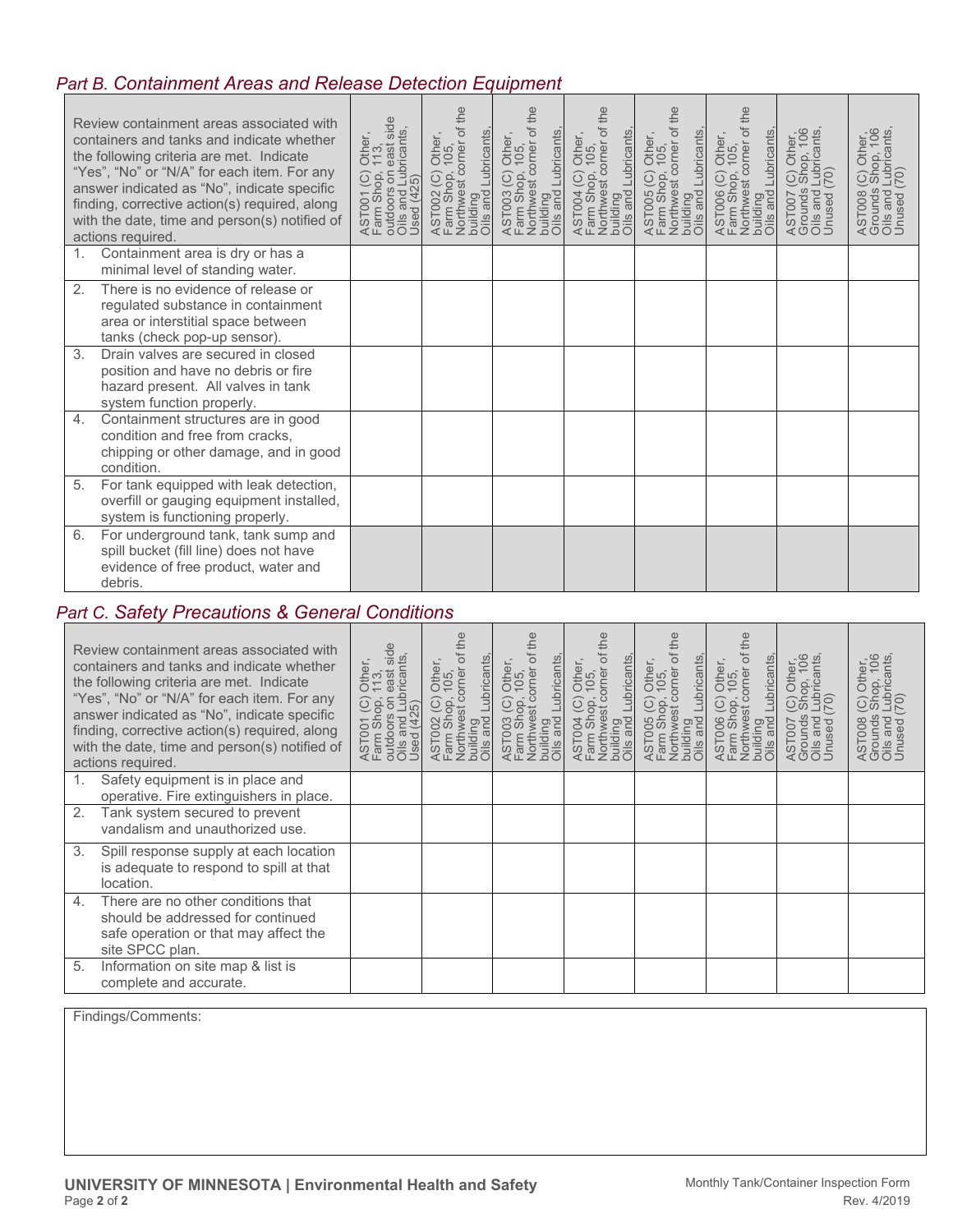## *Part B. Containment Areas and Release Detection Equipment*

| Review containment areas associated with containers and tanks and indicate whether the following criteria are met. Indicate "Yes", "No" or "N/A" for each item. For any answer indicated as "No", indicate specific finding, corrective action(s) required, along with the date, time and person(s) notified of actions required. | AST001 (C) Other, Farm Shop, 113, outdoors on east side Oils and Lubricants, Used (425) | AST002 (C) Other, Farm Shop, 105, Northwest corner of the building Oils and Lubricants, | AST003 (C) Other, Farm Shop, 105, Northwest corner of the building Oils and Lubricants, | AST004 (C) Other, Farm Shop, 105, Northwest corner of the building Oils and Lubricants, | AST005 (C) Other, Farm Shop, 105, Northwest corner of the building Oils and Lubricants, | AST006 (C) Other, Farm Shop, 105, Northwest corner of the building Oils and Lubricants, | AST007 (C) Other, Grounds Shop, 106 Oils and Lubricants, Unused (70) | AST008 (C) Other, Grounds Shop, 106 Oils and Lubricants, Unused (70) |
|---|---|---|---|---|---|---|---|---|
| 1. Containment area is dry or has a minimal level of standing water. | | | | | | | | |
| 2. There is no evidence of release or regulated substance in containment area or interstitial space between tanks (check pop-up sensor). | | | | | | | | |
| 3. Drain valves are secured in closed position and have no debris or fire hazard present. All valves in tank system function properly. | | | | | | | | |
| 4. Containment structures are in good condition and free from cracks, chipping or other damage, and in good condition. | | | | | | | | |
| 5. For tank equipped with leak detection, overfill or gauging equipment installed, system is functioning properly. | | | | | | | | |
| 6. For underground tank, tank sump and spill bucket (fill line) does not have evidence of free product, water and debris. | | | | | | | | |

## *Part C. Safety Precautions & General Conditions*

| Review containment areas associated with containers and tanks and indicate whether the following criteria are met. Indicate "Yes", "No" or "N/A" for each item. For any answer indicated as "No", indicate specific finding, corrective action(s) required, along with the date, time and person(s) notified of actions required. | AST001 (C) Other, Farm Shop, 113, outdoors on east side Oils and Lubricants, Used (425) | AST002 (C) Other, Farm Shop, 105, Northwest corner of the building Oils and Lubricants, | AST003 (C) Other, Farm Shop, 105, Northwest corner of the building Oils and Lubricants, | AST004 (C) Other, Farm Shop, 105, Northwest corner of the building Oils and Lubricants, | AST005 (C) Other, Farm Shop, 105, Northwest corner of the building Oils and Lubricants, | AST006 (C) Other, Farm Shop, 105, Northwest corner of the building Oils and Lubricants, | AST007 (C) Other, Grounds Shop, 106 Oils and Lubricants, Unused (70) | AST008 (C) Other, Grounds Shop, 106 Oils and Lubricants, Unused (70) |
|---|---|---|---|---|---|---|---|---|
| 1. Safety equipment is in place and operative. Fire extinguishers in place. | | | | | | | | |
| 2. Tank system secured to prevent vandalism and unauthorized use. | | | | | | | | |
| 3. Spill response supply at each location is adequate to respond to spill at that location. | | | | | | | | |
| 4. There are no other conditions that should be addressed for continued safe operation or that may affect the site SPCC plan. | | | | | | | | |
| 5. Information on site map & list is complete and accurate. | | | | | | | | |

Findings/Comments:

**UNIVERSITY OF MINNESOTA | Environmental Health and Safety**

Monthly Tank/Container Inspection Form
Rev. 4/2019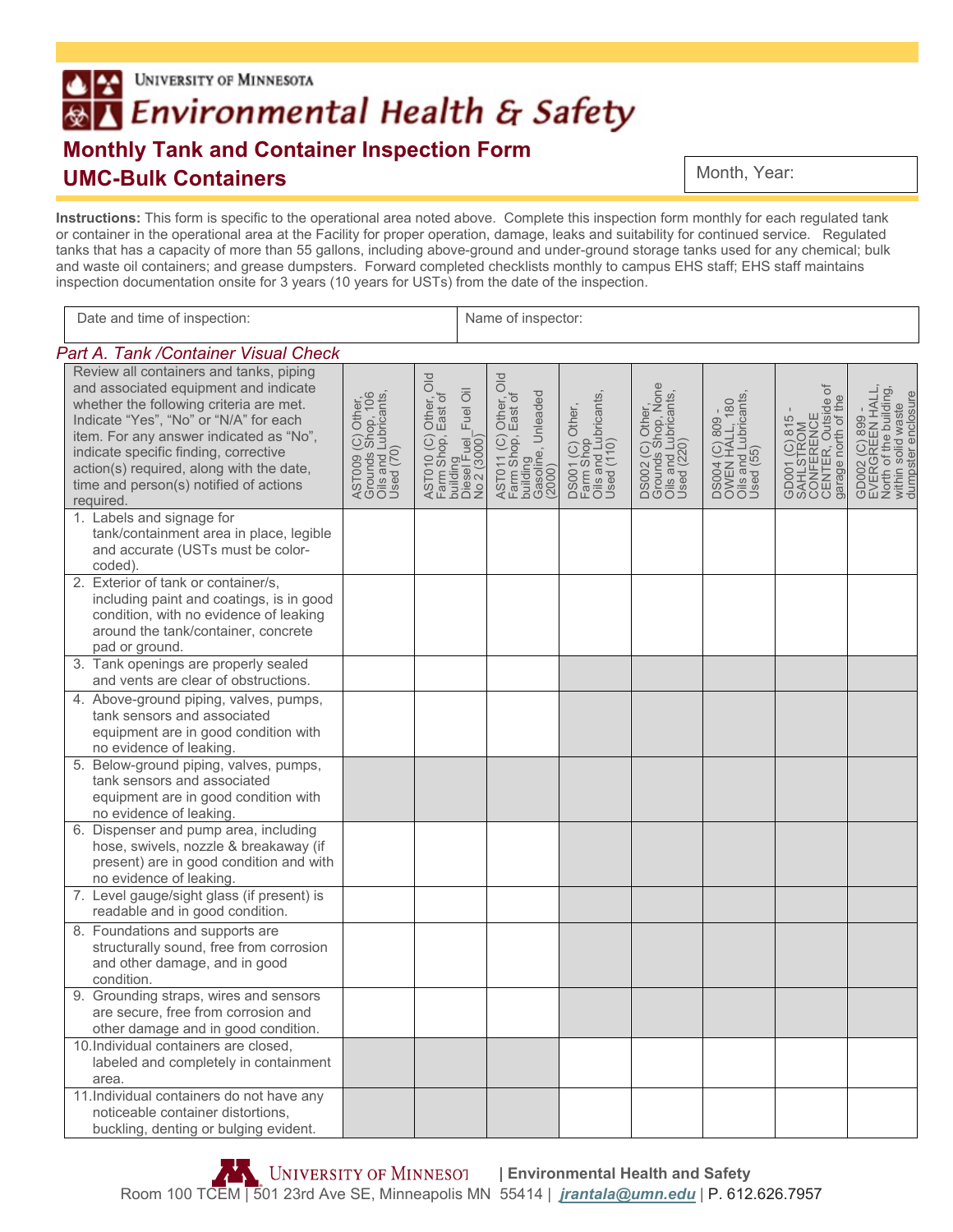UNIVERSITY OF MINNESOTA

# Environmental Health & Safety

## Monthly Tank and Container Inspection Form
## UMC-Bulk Containers

Month, Year:

**Instructions:** This form is specific to the operational area noted above. Complete this inspection form monthly for each regulated tank or container in the operational area at the Facility for proper operation, damage, leaks and suitability for continued service. Regulated tanks that has a capacity of more than 55 gallons, including above-ground and under-ground storage tanks used for any chemical; bulk and waste oil containers; and grease dumpsters. Forward completed checklists monthly to campus EHS staff; EHS staff maintains inspection documentation onsite for 3 years (10 years for USTs) from the date of the inspection.

| Date and time of inspection: | Name of inspector: |
|---|---|

*Part A. Tank /Container Visual Check*

| Review all containers and tanks, piping and associated equipment and indicate whether the following criteria are met. Indicate "Yes", "No" or "N/A" for each item. For any answer indicated as "No", indicate specific finding, corrective action(s) required, along with the date, time and person(s) notified of actions required. | AST009 (C) Other, Grounds Shop, 106 Oils and Lubricants, Used (70) | AST010 (C) Other, Old Farm Shop, East of building Diesel Fuel_Fuel Oil No 2 (3000) | AST011 (C) Other, Old Farm Shop, East of building Gasoline, Unleaded (2000) | DS001 (C) Other, Farm Shop Oils and Lubricants, Used (110) | DS002 (C) Other, Grounds Shop, None Oils and Lubricants, Used (220) | DS004 (C) 809 - OWEN HALL, 180 Oils and Lubricants, Used (55) | GD001 (C) 815 - SAHLSTROM CONFERENCE CENTER, Outside of garage north of the | GD002 (C) 899 - EVERGREEN HALL, North of the building, within solid waste dumpster enclosure |
|---|---|---|---|---|---|---|---|---|
| 1. Labels and signage for tank/containment area in place, legible and accurate (USTs must be color-coded). | | | | | | | | |
| 2. Exterior of tank or container/s, including paint and coatings, is in good condition, with no evidence of leaking around the tank/container, concrete pad or ground. | | | | | | | | |
| 3. Tank openings are properly sealed and vents are clear of obstructions. | | | | | | | | |
| 4. Above-ground piping, valves, pumps, tank sensors and associated equipment are in good condition with no evidence of leaking. | | | | | | | | |
| 5. Below-ground piping, valves, pumps, tank sensors and associated equipment are in good condition with no evidence of leaking. | | | | | | | | |
| 6. Dispenser and pump area, including hose, swivels, nozzle & breakaway (if present) are in good condition and with no evidence of leaking. | | | | | | | | |
| 7. Level gauge/sight glass (if present) is readable and in good condition. | | | | | | | | |
| 8. Foundations and supports are structurally sound, free from corrosion and other damage, and in good condition. | | | | | | | | |
| 9. Grounding straps, wires and sensors are secure, free from corrosion and other damage and in good condition. | | | | | | | | |
| 10. Individual containers are closed, labeled and completely in containment area. | | | | | | | | |
| 11. Individual containers do not have any noticeable container distortions, buckling, denting or bulging evident. | | | | | | | | |

UNIVERSITY OF MINNESOTA | Environmental Health and Safety
Room 100 TCEM | 501 23rd Ave SE, Minneapolis MN 55414 | jrantala@umn.edu | P. 612.626.7957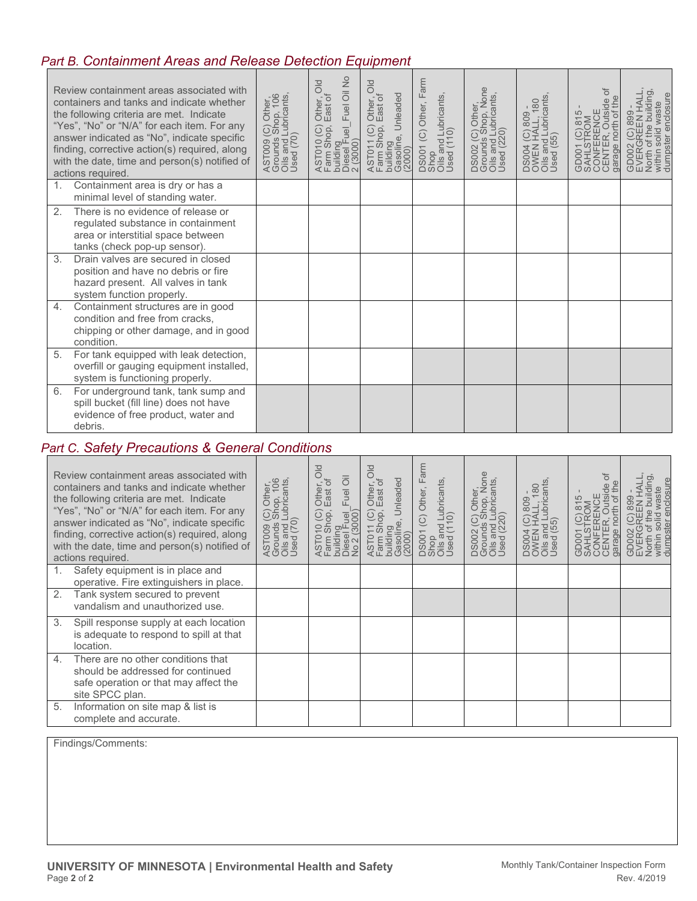## *Part B. Containment Areas and Release Detection Equipment*

| Review containment areas associated with containers and tanks and indicate whether the following criteria are met. Indicate "Yes", "No" or "N/A" for each item. For any answer indicated as "No", indicate specific finding, corrective action(s) required, along with the date, time and person(s) notified of actions required. | AST009 (C) Other, Grounds Shop, 106 Oils and Lubricants, Used (70) | AST010 (C) Other, Old Farm Shop, East of building Diesel Fuel_Fuel Oil No 2 (3000) | AST011 (C) Other, Old Farm Shop, East of building Gasoline, Unleaded (2000) | DS001 (C) Other, Farm Shop Oils and Lubricants, Used (110) | DS002 (C) Other, Grounds Shop, None Oils and Lubricants, Used (220) | DS004 (C) 809 - OWEN HALL, 180 Oils and Lubricants, Used (55) | GD001 (C) 815 - SAHLSTROM CONFERENCE CENTER, Outside of garage north of the | GD002 (C) 899 - EVERGREEN HALL, North of the building, within solid waste dumpster enclosure |
|---|---|---|---|---|---|---|---|---|
| 1. Containment area is dry or has a minimal level of standing water. | | | | | | | | |
| 2. There is no evidence of release or regulated substance in containment area or interstitial space between tanks (check pop-up sensor). | | | | | | | | |
| 3. Drain valves are secured in closed position and have no debris or fire hazard present. All valves in tank system function properly. | | | | | | | | |
| 4. Containment structures are in good condition and free from cracks, chipping or other damage, and in good condition. | | | | | | | | |
| 5. For tank equipped with leak detection, overfill or gauging equipment installed, system is functioning properly. | | | | | | | | |
| 6. For underground tank, tank sump and spill bucket (fill line) does not have evidence of free product, water and debris. | | | | | | | | |

## *Part C. Safety Precautions & General Conditions*

| Review containment areas associated with containers and tanks and indicate whether the following criteria are met. Indicate "Yes", "No" or "N/A" for each item. For any answer indicated as "No", indicate specific finding, corrective action(s) required, along with the date, time and person(s) notified of actions required. | AST009 (C) Other, Grounds Shop, 106 Oils and Lubricants, Used (70) | AST010 (C) Other, Old Farm Shop, East of building Diesel Fuel_Fuel Oil No 2 (3000) | AST011 (C) Other, Old Farm Shop, East of building Gasoline, Unleaded (2000) | DS001 (C) Other, Farm Shop Oils and Lubricants, Used (110) | DS002 (C) Other, Grounds Shop, None Oils and Lubricants, Used (220) | DS004 (C) 809 - OWEN HALL, 180 Oils and Lubricants, Used (55) | GD001 (C) 815 - SAHLSTROM CONFERENCE CENTER, Outside of garage north of the | GD002 (C) 899 - EVERGREEN HALL, North of the building, within solid waste dumpster enclosure |
|---|---|---|---|---|---|---|---|---|
| 1. Safety equipment is in place and operative. Fire extinguishers in place. | | | | | | | | |
| 2. Tank system secured to prevent vandalism and unauthorized use. | | | | | | | | |
| 3. Spill response supply at each location is adequate to respond to spill at that location. | | | | | | | | |
| 4. There are no other conditions that should be addressed for continued safe operation or that may affect the site SPCC plan. | | | | | | | | |
| 5. Information on site map & list is complete and accurate. | | | | | | | | |

Findings/Comments:

**UNIVERSITY OF MINNESOTA | Environmental Health and Safety**

Monthly Tank/Container Inspection Form

Rev. 4/2019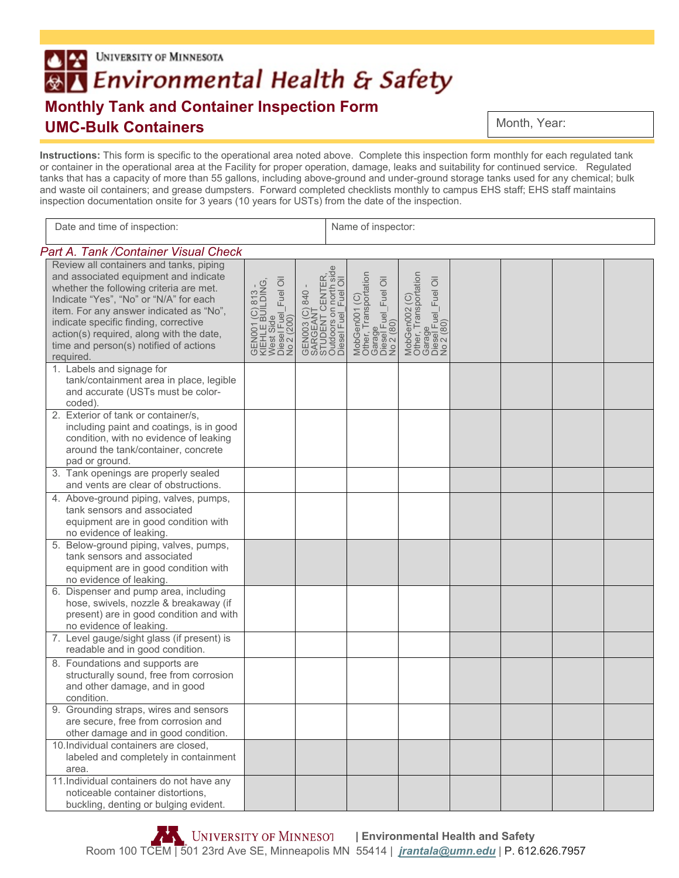UNIVERSITY OF MINNESOTA

# Environmental Health & Safety

## Monthly Tank and Container Inspection Form
## UMC-Bulk Containers

Month, Year:

**Instructions:** This form is specific to the operational area noted above. Complete this inspection form monthly for each regulated tank or container in the operational area at the Facility for proper operation, damage, leaks and suitability for continued service. Regulated tanks that has a capacity of more than 55 gallons, including above-ground and under-ground storage tanks used for any chemical; bulk and waste oil containers; and grease dumpsters. Forward completed checklists monthly to campus EHS staff; EHS staff maintains inspection documentation onsite for 3 years (10 years for USTs) from the date of the inspection.

| Date and time of inspection: | Name of inspector: |
|---|---|

*Part A. Tank /Container Visual Check*

| Review all containers and tanks, piping and associated equipment and indicate whether the following criteria are met. Indicate "Yes", "No" or "N/A" for each item. For any answer indicated as "No", indicate specific finding, corrective action(s) required, along with the date, time and person(s) notified of actions required. | GEN001 (C) 813 - KIEHLE BUILDING, West Side Diesel Fuel_Fuel Oil No 2 (200) | GEN003 (C) 840 - SARGEANT STUDENT CENTER, Outdoors on north side Diesel Fuel_Fuel Oil | MobGen001 (C) Other, Transportation Garage Diesel Fuel_Fuel Oil No 2 (80) | MobGen002 (C) Other, Transportation Garage Diesel Fuel_Fuel Oil No 2 (80) | | | | |
|---|---|---|---|---|---|---|---|---|
| 1. Labels and signage for tank/containment area in place, legible and accurate (USTs must be color-coded). | | | | | | | | |
| 2. Exterior of tank or container/s, including paint and coatings, is in good condition, with no evidence of leaking around the tank/container, concrete pad or ground. | | | | | | | | |
| 3. Tank openings are properly sealed and vents are clear of obstructions. | | | | | | | | |
| 4. Above-ground piping, valves, pumps, tank sensors and associated equipment are in good condition with no evidence of leaking. | | | | | | | | |
| 5. Below-ground piping, valves, pumps, tank sensors and associated equipment are in good condition with no evidence of leaking. | | | | | | | | |
| 6. Dispenser and pump area, including hose, swivels, nozzle & breakaway (if present) are in good condition and with no evidence of leaking. | | | | | | | | |
| 7. Level gauge/sight glass (if present) is readable and in good condition. | | | | | | | | |
| 8. Foundations and supports are structurally sound, free from corrosion and other damage, and in good condition. | | | | | | | | |
| 9. Grounding straps, wires and sensors are secure, free from corrosion and other damage and in good condition. | | | | | | | | |
| 10. Individual containers are closed, labeled and completely in containment area. | | | | | | | | |
| 11. Individual containers do not have any noticeable container distortions, buckling, denting or bulging evident. | | | | | | | | |

UNIVERSITY OF MINNESOTA | Environmental Health and Safety
Room 100 TCEM | 501 23rd Ave SE, Minneapolis MN 55414 | jrantala@umn.edu | P. 612.626.7957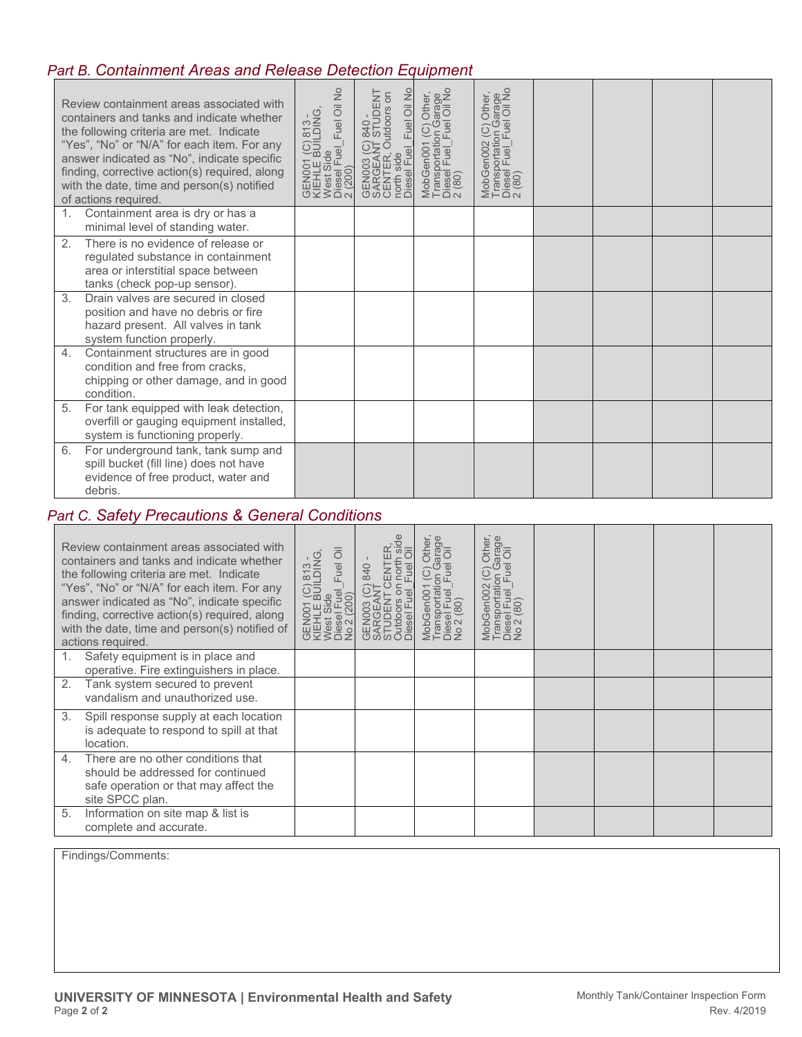## *Part B. Containment Areas and Release Detection Equipment*

| Review containment areas associated with containers and tanks and indicate whether the following criteria are met. Indicate "Yes", "No" or "N/A" for each item. For any answer indicated as "No", indicate specific finding, corrective action(s) required, along with the date, time and person(s) notified of actions required. | GEN001 (C) 813 - KIEHLE BUILDING, West Side Diesel Fuel_Fuel Oil No 2 (200) | GEN003 (C) 840 - SARGEANT STUDENT CENTER, Outdoors on north side Diesel Fuel_Fuel Oil No | MobGen001 (C) Other, Transportation Garage Diesel Fuel_Fuel Oil No 2 (80) | MobGen002 (C) Other, Transportation Garage Diesel Fuel_Fuel Oil No 2 (80) | | | | |
|---|---|---|---|---|---|---|---|---|
| 1. Containment area is dry or has a minimal level of standing water. | | | | | | | | |
| 2. There is no evidence of release or regulated substance in containment area or interstitial space between tanks (check pop-up sensor). | | | | | | | | |
| 3. Drain valves are secured in closed position and have no debris or fire hazard present. All valves in tank system function properly. | | | | | | | | |
| 4. Containment structures are in good condition and free from cracks, chipping or other damage, and in good condition. | | | | | | | | |
| 5. For tank equipped with leak detection, overfill or gauging equipment installed, system is functioning properly. | | | | | | | | |
| 6. For underground tank, tank sump and spill bucket (fill line) does not have evidence of free product, water and debris. | | | | | | | | |

## *Part C. Safety Precautions & General Conditions*

| Review containment areas associated with containers and tanks and indicate whether the following criteria are met. Indicate "Yes", "No" or "N/A" for each item. For any answer indicated as "No", indicate specific finding, corrective action(s) required, along with the date, time and person(s) notified of actions required. | GEN001 (C) 813 - KIEHLE BUILDING, West Side Diesel Fuel_Fuel Oil No 2 (200) | GEN003 (C) 840 - SARGEANT STUDENT CENTER, Outdoors on north side Diesel Fuel_Fuel Oil | MobGen001 (C) Other, Transportation Garage Diesel Fuel_Fuel Oil No 2 (80) | MobGen002 (C) Other, Transportation Garage Diesel Fuel_Fuel Oil No 2 (80) | | | | |
|---|---|---|---|---|---|---|---|---|
| 1. Safety equipment is in place and operative. Fire extinguishers in place. | | | | | | | | |
| 2. Tank system secured to prevent vandalism and unauthorized use. | | | | | | | | |
| 3. Spill response supply at each location is adequate to respond to spill at that location. | | | | | | | | |
| 4. There are no other conditions that should be addressed for continued safe operation or that may affect the site SPCC plan. | | | | | | | | |
| 5. Information on site map & list is complete and accurate. | | | | | | | | |

Findings/Comments: